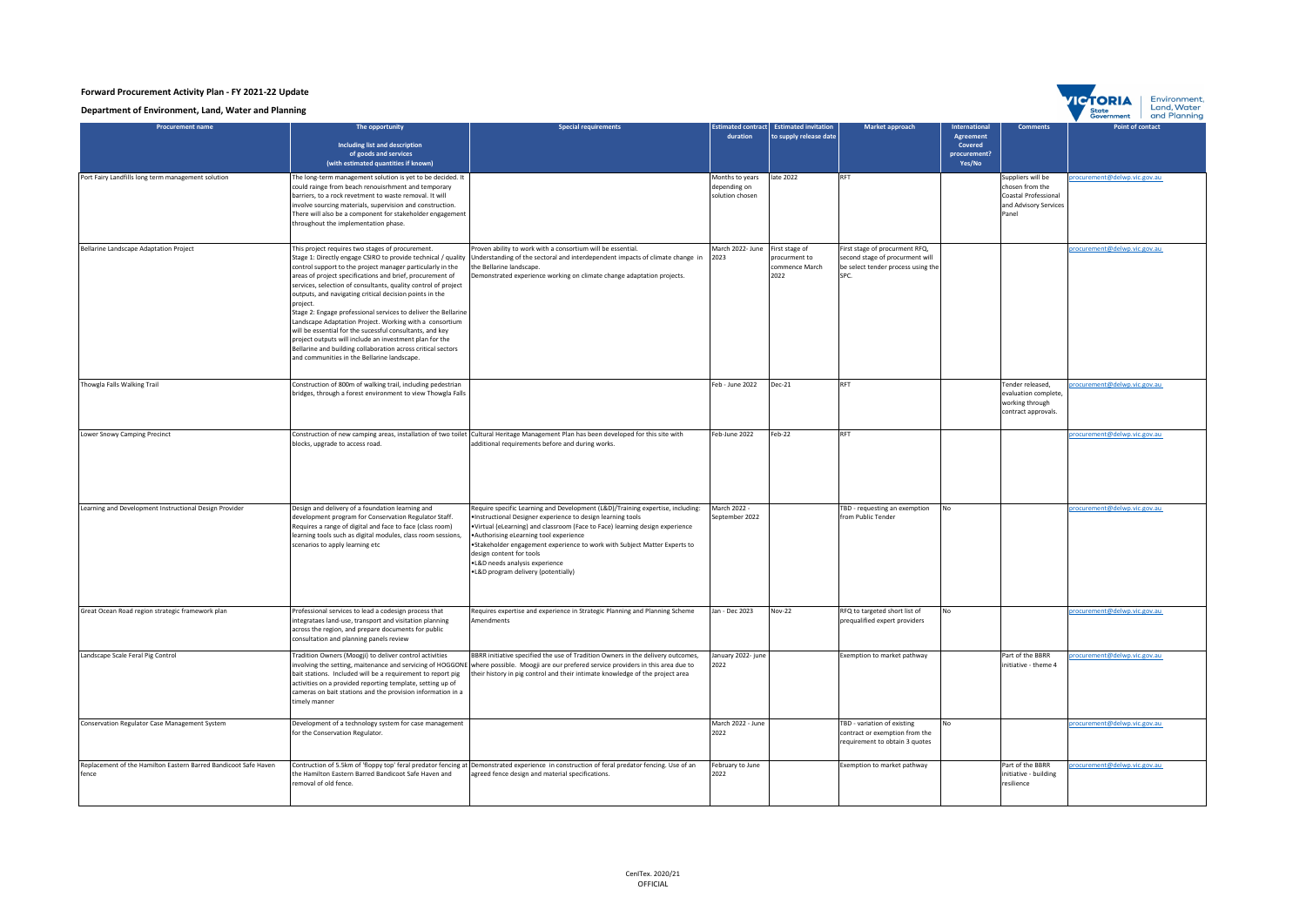# Forward Procurement Activity Plan - FY 2021-22 Update

## Department of Environment, Land, Water and Planning

| Procurement name | The opportunity<br>Including list and description of goods and services (with estimated quantities if known) | Special requirements | Estimated contract duration | Estimated invitation to supply release date | Market approach | International Agreement Covered procurement? Yes/No | Comments | Point of contact |
|---|---|---|---|---|---|---|---|---|
| Port Fairy Landfills long term management solution | The long-term management solution is yet to be decided. It could rainge from beach renouisrhment and temporary barriers, to a rock revetment to waste removal. It will involve sourcing materials, supervision and construction. There will also be a component for stakeholder engagement throughout the implementation phase. | | Months to years depending on solution chosen | late 2022 | RFT | | Suppliers will be chosen from the Coastal Professional and Advisory Services Panel | procurement@delwp.vic.gov.au |
| Bellarine Landscape Adaptation Project | This project requires two stages of procurement. Stage 1: Directly engage CSIRO to provide technical / quality control support to the project manager particularly in the areas of project specifications and brief, procurement of services, selection of consultants, quality control of project outputs, and navigating critical decision points in the project. Stage 2: Engage professional services to deliver the Bellarine Landscape Adaptation Project. Working with a consortium will be essential for the sucessful consultants, and key project outputs will include an investment plan for the Bellarine and building collaboration across critical sectors and communities in the Bellarine landscape. | Proven ability to work with a consortium will be essential. Understanding of the sectoral and interdependent impacts of climate change in the Bellarine landscape. Demonstrated experience working on climate change adaptation projects. | March 2022- June 2023 | First stage of procurment to commence March 2022 | First stage of procurment RFQ, second stage of procurment will be select tender process using the SPC. | | | procurement@delwp.vic.gov.au |
| Thowgla Falls Walking Trail | Construction of 800m of walking trail, including pedestrian bridges, through a forest environment to view Thowgla Falls | | Feb - June 2022 | Dec-21 | RFT | | Tender released, evaluation complete, working through contract approvals. | procurement@delwp.vic.gov.au |
| Lower Snowy Camping Precinct | Construction of new camping areas, installation of two toilet blocks, upgrade to access road. | Cultural Heritage Management Plan has been developed for this site with additional requirements before and during works. | Feb-June 2022 | Feb-22 | RFT | | | procurement@delwp.vic.gov.au |
| Learning and Development Instructional Design Provider | Design and delivery of a foundation learning and development program for Conservation Regulator Staff. Requires a range of digital and face to face (class room) learning tools such as digital modules, class room sessions, scenarios to apply learning etc | Require specific Learning and Development (L&D)/Training expertise, including:<br>•Instructional Designer experience to design learning tools<br>•Virtual (eLearning) and classroom (Face to Face) learning design experience<br>•Authorising eLearning tool experience<br>•Stakeholder engagement experience to work with Subject Matter Experts to design content for tools<br>•L&D needs analysis experience<br>•L&D program delivery (potentially) | March 2022 - September 2022 | | TBD - requesting an exemption from Public Tender | No | | procurement@delwp.vic.gov.au |
| Great Ocean Road region strategic framework plan | Professional services to lead a codesign process that integrataes land-use, transport and visitation planning across the region, and prepare documents for public consultation and planning panels review | Requires expertise and experience in Strategic Planning and Planning Scheme Amendments | Jan - Dec 2023 | Nov-22 | RFQ to targeted short list of prequalified expert providers | No | | procurement@delwp.vic.gov.au |
| Landscape Scale Feral Pig Control | Tradition Owners (Moogji) to deliver control activities involving the setting, maitenance and servicing of HOGGONE bait stations. Included will be a requirement to report pig activities on a provided reporting template, setting up of cameras on bait stations and the provision information in a timely manner | BBRR initiative specified the use of Tradition Owners in the delivery outcomes, where possible. Moogji are our prefered service providers in this area due to their history in pig control and their intimate knowledge of the project area | January 2022- june 2022 | | Exemption to market pathway | | Part of the BBRR initiative - theme 4 | procurement@delwp.vic.gov.au |
| Conservation Regulator Case Management System | Development of a technology system for case management for the Conservation Regulator. | | March 2022 - June 2022 | | TBD - variation of existing contract or exemption from the requirement to obtain 3 quotes | No | | procurement@delwp.vic.gov.au |
| Replacement of the Hamilton Eastern Barred Bandicoot Safe Haven fence | Contruction of 5.5km of 'floppy top' feral predator fencing at the Hamilton Eastern Barred Bandicoot Safe Haven and removal of old fence. | Demonstrated experience in construction of feral predator fencing. Use of an agreed fence design and material specifications. | February to June 2022 | | Exemption to market pathway | | Part of the BBRR initiative - building resilience | procurement@delwp.vic.gov.au |

CenITex. 2020/21
OFFICIAL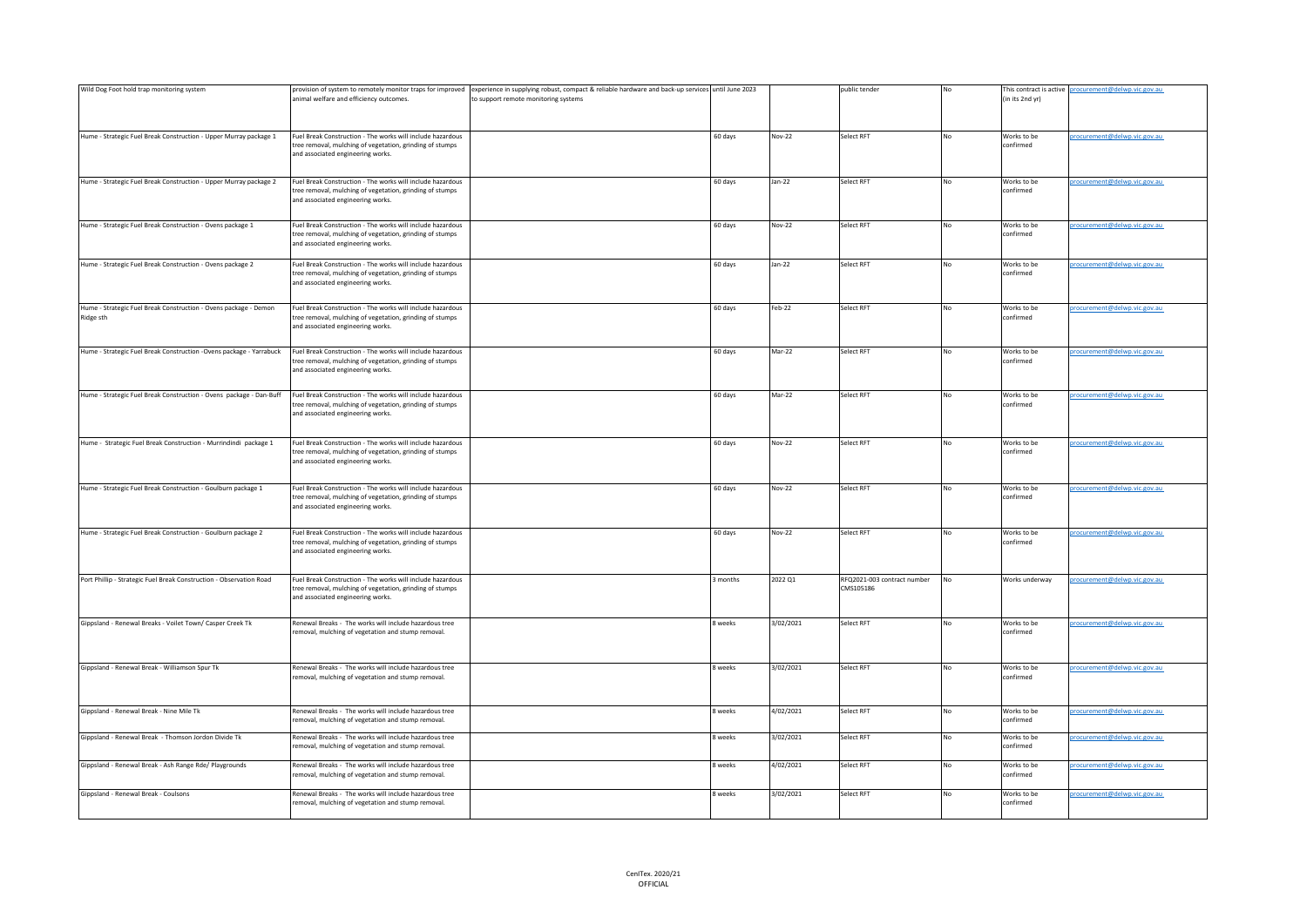| | | | | | | | | |
|---|---|---|---|---|---|---|---|---|
| Wild Dog Foot hold trap monitoring system | provision of system to remotely monitor traps for improved animal welfare and efficiency outcomes. | experience in supplying robust, compact & reliable hardware and back-up services to support remote monitoring systems | until June 2023 | | public tender | No | This contract is active (in its 2nd yr) | procurement@delwp.vic.gov.au |
| Hume - Strategic Fuel Break Construction - Upper Murray package 1 | Fuel Break Construction - The works will include hazardous tree removal, mulching of vegetation, grinding of stumps and associated engineering works. | | 60 days | Nov-22 | Select RFT | No | Works to be confirmed | procurement@delwp.vic.gov.au |
| Hume - Strategic Fuel Break Construction - Upper Murray package 2 | Fuel Break Construction - The works will include hazardous tree removal, mulching of vegetation, grinding of stumps and associated engineering works. | | 60 days | Jan-22 | Select RFT | No | Works to be confirmed | procurement@delwp.vic.gov.au |
| Hume - Strategic Fuel Break Construction - Ovens package 1 | Fuel Break Construction - The works will include hazardous tree removal, mulching of vegetation, grinding of stumps and associated engineering works. | | 60 days | Nov-22 | Select RFT | No | Works to be confirmed | procurement@delwp.vic.gov.au |
| Hume - Strategic Fuel Break Construction - Ovens package 2 | Fuel Break Construction - The works will include hazardous tree removal, mulching of vegetation, grinding of stumps and associated engineering works. | | 60 days | Jan-22 | Select RFT | No | Works to be confirmed | procurement@delwp.vic.gov.au |
| Hume - Strategic Fuel Break Construction - Ovens package - Demon Ridge sth | Fuel Break Construction - The works will include hazardous tree removal, mulching of vegetation, grinding of stumps and associated engineering works. | | 60 days | Feb-22 | Select RFT | No | Works to be confirmed | procurement@delwp.vic.gov.au |
| Hume - Strategic Fuel Break Construction -Ovens package - Yarrabuck | Fuel Break Construction - The works will include hazardous tree removal, mulching of vegetation, grinding of stumps and associated engineering works. | | 60 days | Mar-22 | Select RFT | No | Works to be confirmed | procurement@delwp.vic.gov.au |
| Hume - Strategic Fuel Break Construction - Ovens package - Dan-Buff | Fuel Break Construction - The works will include hazardous tree removal, mulching of vegetation, grinding of stumps and associated engineering works. | | 60 days | Mar-22 | Select RFT | No | Works to be confirmed | procurement@delwp.vic.gov.au |
| Hume - Strategic Fuel Break Construction - Murrindindi package 1 | Fuel Break Construction - The works will include hazardous tree removal, mulching of vegetation, grinding of stumps and associated engineering works. | | 60 days | Nov-22 | Select RFT | No | Works to be confirmed | procurement@delwp.vic.gov.au |
| Hume - Strategic Fuel Break Construction - Goulburn package 1 | Fuel Break Construction - The works will include hazardous tree removal, mulching of vegetation, grinding of stumps and associated engineering works. | | 60 days | Nov-22 | Select RFT | No | Works to be confirmed | procurement@delwp.vic.gov.au |
| Hume - Strategic Fuel Break Construction - Goulburn package 2 | Fuel Break Construction - The works will include hazardous tree removal, mulching of vegetation, grinding of stumps and associated engineering works. | | 60 days | Nov-22 | Select RFT | No | Works to be confirmed | procurement@delwp.vic.gov.au |
| Port Phillip - Strategic Fuel Break Construction - Observation Road | Fuel Break Construction - The works will include hazardous tree removal, mulching of vegetation, grinding of stumps and associated engineering works. | | 3 months | 2022 Q1 | RFQ2021-003 contract number CMS105186 | No | Works underway | procurement@delwp.vic.gov.au |
| Gippsland - Renewal Breaks - Voilet Town/ Casper Creek Tk | Renewal Breaks - The works will include hazardous tree removal, mulching of vegetation and stump removal. | | 8 weeks | 3/02/2021 | Select RFT | No | Works to be confirmed | procurement@delwp.vic.gov.au |
| Gippsland - Renewal Break - Williamson Spur Tk | Renewal Breaks - The works will include hazardous tree removal, mulching of vegetation and stump removal. | | 8 weeks | 3/02/2021 | Select RFT | No | Works to be confirmed | procurement@delwp.vic.gov.au |
| Gippsland - Renewal Break - Nine Mile Tk | Renewal Breaks - The works will include hazardous tree removal, mulching of vegetation and stump removal. | | 8 weeks | 4/02/2021 | Select RFT | No | Works to be confirmed | procurement@delwp.vic.gov.au |
| Gippsland - Renewal Break - Thomson Jordon Divide Tk | Renewal Breaks - The works will include hazardous tree removal, mulching of vegetation and stump removal. | | 8 weeks | 3/02/2021 | Select RFT | No | Works to be confirmed | procurement@delwp.vic.gov.au |
| Gippsland - Renewal Break - Ash Range Rde/ Playgrounds | Renewal Breaks - The works will include hazardous tree removal, mulching of vegetation and stump removal. | | 8 weeks | 4/02/2021 | Select RFT | No | Works to be confirmed | procurement@delwp.vic.gov.au |
| Gippsland - Renewal Break - Coulsons | Renewal Breaks - The works will include hazardous tree removal, mulching of vegetation and stump removal. | | 8 weeks | 3/02/2021 | Select RFT | No | Works to be confirmed | procurement@delwp.vic.gov.au |

CenITex. 2020/21
OFFICIAL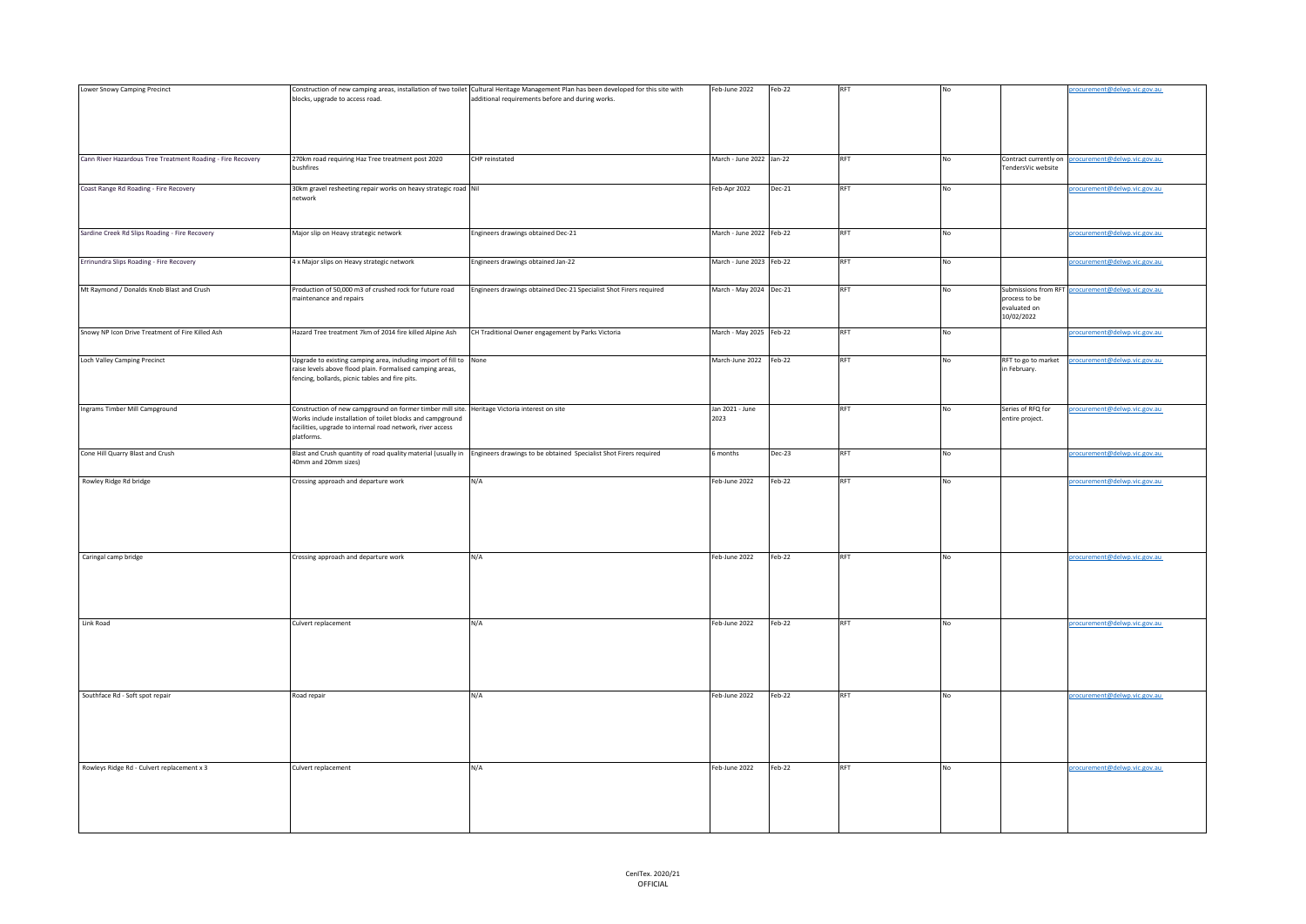| | | | | | | | | | |
|---|---|---|---|---|---|---|---|---|---|
| Lower Snowy Camping Precinct | Construction of new camping areas, installation of two toilet blocks, upgrade to access road. | Cultural Heritage Management Plan has been developed for this site with additional requirements before and during works. | Feb-June 2022 | Feb-22 | RFT | No | | procurement@delwp.vic.gov.au |
| Cann River Hazardous Tree Treatment Roading - Fire Recovery | 270km road requiring Haz Tree treatment post 2020 bushfires | CHP reinstated | March - June 2022 | Jan-22 | RFT | No | Contract currently on TendersVic website | procurement@delwp.vic.gov.au |
| Coast Range Rd Roading - Fire Recovery | 30km gravel resheeting repair works on heavy strategic road network | Nil | Feb-Apr 2022 | Dec-21 | RFT | No | | procurement@delwp.vic.gov.au |
| Sardine Creek Rd Slips Roading - Fire Recovery | Major slip on Heavy strategic network | Engineers drawings obtained Dec-21 | March - June 2022 | Feb-22 | RFT | No | | procurement@delwp.vic.gov.au |
| Errinundra Slips Roading - Fire Recovery | 4 x Major slips on Heavy strategic network | Engineers drawings obtained Jan-22 | March - June 2023 | Feb-22 | RFT | No | | procurement@delwp.vic.gov.au |
| Mt Raymond / Donalds Knob Blast and Crush | Production of 50,000 m3 of crushed rock for future road maintenance and repairs | Engineers drawings obtained Dec-21 Specialist Shot Firers required | March - May 2024 | Dec-21 | RFT | No | Submissions from RFT process to be evaluated on 10/02/2022 | procurement@delwp.vic.gov.au |
| Snowy NP Icon Drive Treatment of Fire Killed Ash | Hazard Tree treatment 7km of 2014 fire killed Alpine Ash | CH Traditional Owner engagement by Parks Victoria | March - May 2025 | Feb-22 | RFT | No | | procurement@delwp.vic.gov.au |
| Loch Valley Camping Precinct | Upgrade to existing camping area, including import of fill to raise levels above flood plain. Formalised camping areas, fencing, bollards, picnic tables and fire pits. | None | March-June 2022 | Feb-22 | RFT | No | RFT to go to market in February. | procurement@delwp.vic.gov.au |
| Ingrams Timber Mill Campground | Construction of new campground on former timber mill site. Works include installation of toilet blocks and campground facilities, upgrade to internal road network, river access platforms. | Heritage Victoria interest on site | Jan 2021 - June 2023 | | RFT | No | Series of RFQ for entire project. | procurement@delwp.vic.gov.au |
| Cone Hill Quarry Blast and Crush | Blast and Crush quantity of road quality material (usually in 40mm and 20mm sizes) | Engineers drawings to be obtained Specialist Shot Firers required | 6 months | Dec-23 | RFT | No | | procurement@delwp.vic.gov.au |
| Rowley Ridge Rd bridge | Crossing approach and departure work | N/A | Feb-June 2022 | Feb-22 | RFT | No | | procurement@delwp.vic.gov.au |
| Caringal camp bridge | Crossing approach and departure work | N/A | Feb-June 2022 | Feb-22 | RFT | No | | procurement@delwp.vic.gov.au |
| Link Road | Culvert replacement | N/A | Feb-June 2022 | Feb-22 | RFT | No | | procurement@delwp.vic.gov.au |
| Southface Rd - Soft spot repair | Road repair | N/A | Feb-June 2022 | Feb-22 | RFT | No | | procurement@delwp.vic.gov.au |
| Rowleys Ridge Rd - Culvert replacement x 3 | Culvert replacement | N/A | Feb-June 2022 | Feb-22 | RFT | No | | procurement@delwp.vic.gov.au |

CenITex. 2020/21
OFFICIAL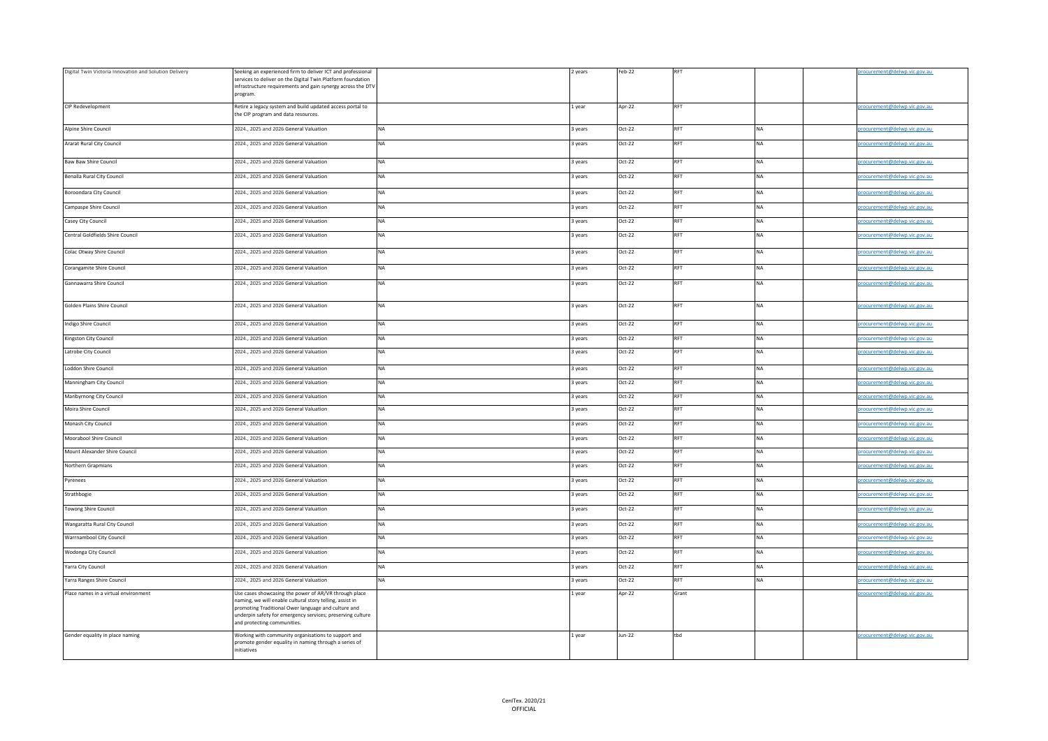| | | | | | | | | |
|---|---|---|---|---|---|---|---|---|
| Digital Twin Victoria Innovation and Solution Delivery | Seeking an experienced firm to deliver ICT and professional services to deliver on the Digital Twin Platform foundation infrastructure requirements and gain synergy across the DTV program. | | 2 years | Feb-22 | RFT | | | procurement@delwp.vic.gov.au |
| CIP Redevelopment | Retire a legacy system and build updated access portal to the CIP program and data resources. | | 1 year | Apr-22 | RFT | | | procurement@delwp.vic.gov.au |
| Alpine Shire Council | 2024., 2025 and 2026 General Valuation | NA | 3 years | Oct-22 | RFT | NA | | procurement@delwp.vic.gov.au |
| Ararat Rural City Council | 2024., 2025 and 2026 General Valuation | NA | 3 years | Oct-22 | RFT | NA | | procurement@delwp.vic.gov.au |
| Baw Baw Shire Council | 2024., 2025 and 2026 General Valuation | NA | 3 years | Oct-22 | RFT | NA | | procurement@delwp.vic.gov.au |
| Benalla Rural City Council | 2024., 2025 and 2026 General Valuation | NA | 3 years | Oct-22 | RFT | NA | | procurement@delwp.vic.gov.au |
| Boroondara City Council | 2024., 2025 and 2026 General Valuation | NA | 3 years | Oct-22 | RFT | NA | | procurement@delwp.vic.gov.au |
| Campaspe Shire Council | 2024., 2025 and 2026 General Valuation | NA | 3 years | Oct-22 | RFT | NA | | procurement@delwp.vic.gov.au |
| Casey City Council | 2024., 2025 and 2026 General Valuation | NA | 3 years | Oct-22 | RFT | NA | | procurement@delwp.vic.gov.au |
| Central Goldfields Shire Council | 2024., 2025 and 2026 General Valuation | NA | 3 years | Oct-22 | RFT | NA | | procurement@delwp.vic.gov.au |
| Colac Otway Shire Council | 2024., 2025 and 2026 General Valuation | NA | 3 years | Oct-22 | RFT | NA | | procurement@delwp.vic.gov.au |
| Corangamite Shire Council | 2024., 2025 and 2026 General Valuation | NA | 3 years | Oct-22 | RFT | NA | | procurement@delwp.vic.gov.au |
| Gannawarra Shire Council | 2024., 2025 and 2026 General Valuation | NA | 3 years | Oct-22 | RFT | NA | | procurement@delwp.vic.gov.au |
| Golden Plains Shire Council | 2024., 2025 and 2026 General Valuation | NA | 3 years | Oct-22 | RFT | NA | | procurement@delwp.vic.gov.au |
| Indigo Shire Council | 2024., 2025 and 2026 General Valuation | NA | 3 years | Oct-22 | RFT | NA | | procurement@delwp.vic.gov.au |
| Kingston City Council | 2024., 2025 and 2026 General Valuation | NA | 3 years | Oct-22 | RFT | NA | | procurement@delwp.vic.gov.au |
| Latrobe City Council | 2024., 2025 and 2026 General Valuation | NA | 3 years | Oct-22 | RFT | NA | | procurement@delwp.vic.gov.au |
| Loddon Shire Council | 2024., 2025 and 2026 General Valuation | NA | 3 years | Oct-22 | RFT | NA | | procurement@delwp.vic.gov.au |
| Manningham City Council | 2024., 2025 and 2026 General Valuation | NA | 3 years | Oct-22 | RFT | NA | | procurement@delwp.vic.gov.au |
| Maribyrnong City Council | 2024., 2025 and 2026 General Valuation | NA | 3 years | Oct-22 | RFT | NA | | procurement@delwp.vic.gov.au |
| Moira Shire Council | 2024., 2025 and 2026 General Valuation | NA | 3 years | Oct-22 | RFT | NA | | procurement@delwp.vic.gov.au |
| Monash City Council | 2024., 2025 and 2026 General Valuation | NA | 3 years | Oct-22 | RFT | NA | | procurement@delwp.vic.gov.au |
| Moorabool Shire Council | 2024., 2025 and 2026 General Valuation | NA | 3 years | Oct-22 | RFT | NA | | procurement@delwp.vic.gov.au |
| Mount Alexander Shire Council | 2024., 2025 and 2026 General Valuation | NA | 3 years | Oct-22 | RFT | NA | | procurement@delwp.vic.gov.au |
| Northern Grapmians | 2024., 2025 and 2026 General Valuation | NA | 3 years | Oct-22 | RFT | NA | | procurement@delwp.vic.gov.au |
| Pyrenees | 2024., 2025 and 2026 General Valuation | NA | 3 years | Oct-22 | RFT | NA | | procurement@delwp.vic.gov.au |
| Strathbogie | 2024., 2025 and 2026 General Valuation | NA | 3 years | Oct-22 | RFT | NA | | procurement@delwp.vic.gov.au |
| Towong Shire Council | 2024., 2025 and 2026 General Valuation | NA | 3 years | Oct-22 | RFT | NA | | procurement@delwp.vic.gov.au |
| Wangaratta Rural City Council | 2024., 2025 and 2026 General Valuation | NA | 3 years | Oct-22 | RFT | NA | | procurement@delwp.vic.gov.au |
| Warrnambool City Council | 2024., 2025 and 2026 General Valuation | NA | 3 years | Oct-22 | RFT | NA | | procurement@delwp.vic.gov.au |
| Wodonga City Council | 2024., 2025 and 2026 General Valuation | NA | 3 years | Oct-22 | RFT | NA | | procurement@delwp.vic.gov.au |
| Yarra City Council | 2024., 2025 and 2026 General Valuation | NA | 3 years | Oct-22 | RFT | NA | | procurement@delwp.vic.gov.au |
| Yarra Ranges Shire Council | 2024., 2025 and 2026 General Valuation | NA | 3 years | Oct-22 | RFT | NA | | procurement@delwp.vic.gov.au |
| Place names in a virtual environment | Use cases showcasing the power of AR/VR through place naming, we will enable cultural story telling, assist in promoting Traditional Ower language and culture and underpin safety for emergency services; preserving culture and protecting communities. | | 1 year | Apr-22 | Grant | | | procurement@delwp.vic.gov.au |
| Gender equality in place naming | Working with community organisations to support and promote gender equality in naming through a series of initiatives | | 1 year | Jun-22 | tbd | | | procurement@delwp.vic.gov.au |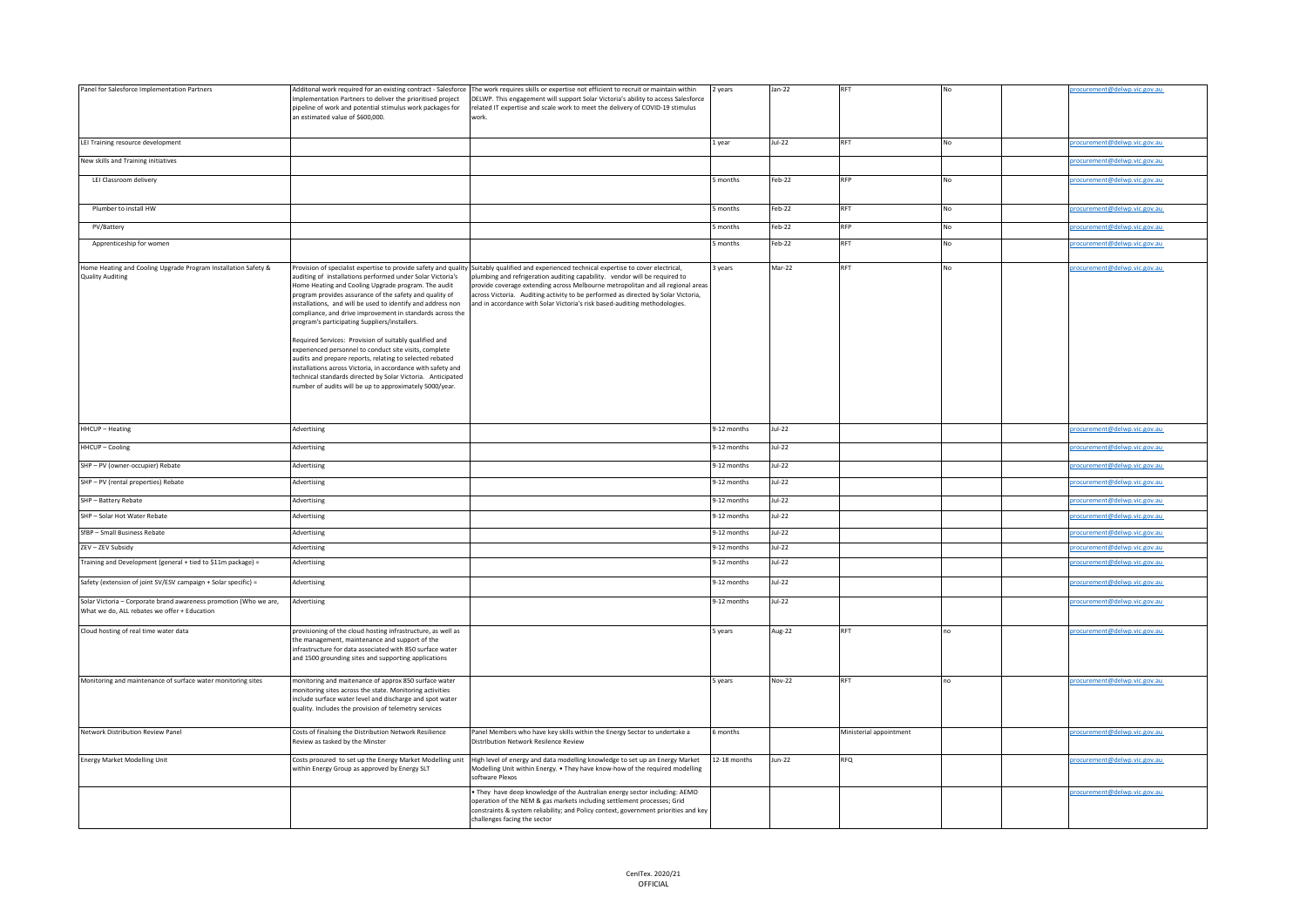| | | | | | | | | |
|---|---|---|---|---|---|---|---|---|
| Panel for Salesforce Implementation Partners | Additonal work required for an existing contract - Salesforce Implementation Partners to deliver the prioritised project pipeline of work and potential stimulus work packages for an estimated value of $600,000. | The work requires skills or expertise not efficient to recruit or maintain within DELWP. This engagement will support Solar Victoria's ability to access Salesforce related IT expertise and scale work to meet the delivery of COVID-19 stimulus work. | 2 years | Jan-22 | RFT | No | | procurement@delwp.vic.gov.au |
| LEI Training resource development | | | 1 year | Jul-22 | RFT | No | | procurement@delwp.vic.gov.au |
| New skills and Training initiatives | | | | | | | | procurement@delwp.vic.gov.au |
| LEI Classroom delivery | | | 5 months | Feb-22 | RFP | No | | procurement@delwp.vic.gov.au |
| Plumber to install HW | | | 5 months | Feb-22 | RFT | No | | procurement@delwp.vic.gov.au |
| PV/Battery | | | 5 months | Feb-22 | RFP | No | | procurement@delwp.vic.gov.au |
| Apprenticeship for women | | | 5 months | Feb-22 | RFT | No | | procurement@delwp.vic.gov.au |
| Home Heating and Cooling Upgrade Program Installation Safety & Quality Auditing | Provision of specialist expertise to provide safety and quality auditing of installations performed under Solar Victoria's Home Heating and Cooling Upgrade program. The audit program provides assurance of the safety and quality of installations, and will be used to identify and address non compliance, and drive improvement in standards across the program's participating Suppliers/installers. Required Services: Provision of suitably qualified and experienced personnel to conduct site visits, complete audits and prepare reports, relating to selected rebated installations across Victoria, in accordance with safety and technical standards directed by Solar Victoria. Anticipated number of audits will be up to approximately 5000/year. | Suitably qualified and experienced technical expertise to cover electrical, plumbing and refrigeration auditing capability. vendor will be required to provide coverage extending across Melbourne metropolitan and all regional areas across Victoria. Auditing activity to be performed as directed by Solar Victoria, and in accordance with Solar Victoria's risk based-auditing methodologies. | 3 years | Mar-22 | RFT | No | | procurement@delwp.vic.gov.au |
| HHCUP – Heating | Advertising | | 9-12 months | Jul-22 | | | | procurement@delwp.vic.gov.au |
| HHCUP – Cooling | Advertising | | 9-12 months | Jul-22 | | | | procurement@delwp.vic.gov.au |
| SHP – PV (owner-occupier) Rebate | Advertising | | 9-12 months | Jul-22 | | | | procurement@delwp.vic.gov.au |
| SHP – PV (rental properties) Rebate | Advertising | | 9-12 months | Jul-22 | | | | procurement@delwp.vic.gov.au |
| SHP – Battery Rebate | Advertising | | 9-12 months | Jul-22 | | | | procurement@delwp.vic.gov.au |
| SHP – Solar Hot Water Rebate | Advertising | | 9-12 months | Jul-22 | | | | procurement@delwp.vic.gov.au |
| SfBP – Small Business Rebate | Advertising | | 9-12 months | Jul-22 | | | | procurement@delwp.vic.gov.au |
| ZEV – ZEV Subsidy | Advertising | | 9-12 months | Jul-22 | | | | procurement@delwp.vic.gov.au |
| Training and Development (general + tied to $11m package) = | Advertising | | 9-12 months | Jul-22 | | | | procurement@delwp.vic.gov.au |
| Safety (extension of joint SV/ESV campaign + Solar specific) = | Advertising | | 9-12 months | Jul-22 | | | | procurement@delwp.vic.gov.au |
| Solar Victoria – Corporate brand awareness promotion (Who we are, What we do, ALL rebates we offer + Education | Advertising | | 9-12 months | Jul-22 | | | | procurement@delwp.vic.gov.au |
| Cloud hosting of real time water data | provisioning of the cloud hosting infrastructure, as well as the management, maintenance and support of the infrastructure for data associated with 850 surface water and 1500 grounding sites and supporting applications | | 5 years | Aug-22 | RFT | no | | procurement@delwp.vic.gov.au |
| Monitoring and maintenance of surface water monitoring sites | monitoring and maitenance of approx 850 surface water monitoring sites across the state. Monitoring activities include surface water level and discharge and spot water quality. Includes the provision of telemetry services | | 5 years | Nov-22 | RFT | no | | procurement@delwp.vic.gov.au |
| Network Distribution Review Panel | Costs of finalsing the Distribution Network Resilience Review as tasked by the Minster | Panel Members who have key skills within the Energy Sector to undertake a Distribution Network Resilence Review | 6 months | | Ministerial appointment | | | procurement@delwp.vic.gov.au |
| Energy Market Modelling Unit | Costs procured to set up the Energy Market Modelling unit within Energy Group as approved by Energy SLT | High level of energy and data modelling knowledge to set up an Energy Market Modelling Unit within Energy. • They have know-how of the required modelling software Plexos | 12-18 months | Jun-22 | RFQ | | | procurement@delwp.vic.gov.au |
| | | • They have deep knowledge of the Australian energy sector including: AEMO operation of the NEM & gas markets including settlement processes; Grid constraints & system reliability; and Policy context, government priorities and key challenges facing the sector | | | | | | procurement@delwp.vic.gov.au |

CenITex. 2020/21

OFFICIAL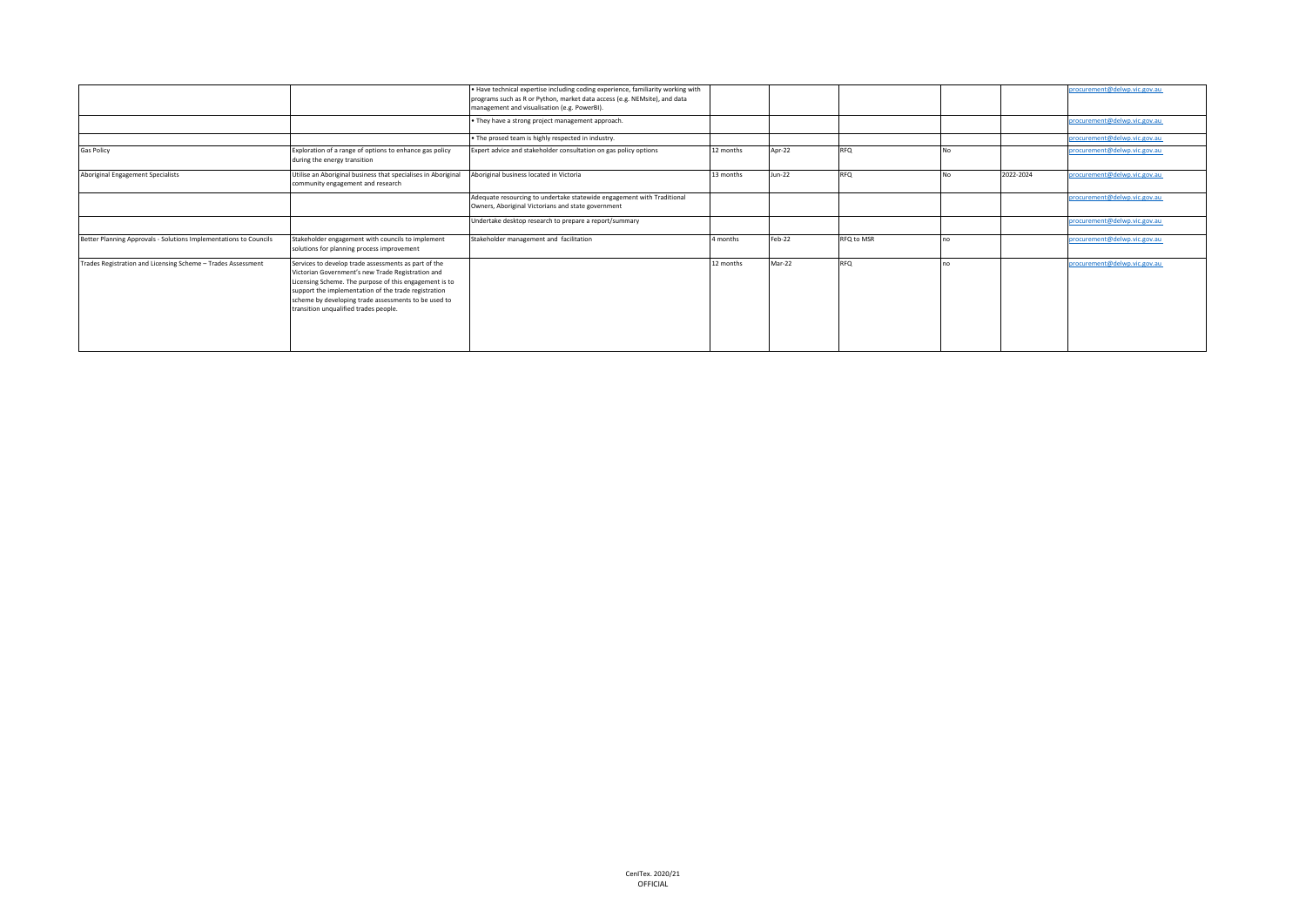| | | | | | | | | |
|---|---|---|---|---|---|---|---|---|
| | | • Have technical expertise including coding experience, familiarity working with programs such as R or Python, market data access (e.g. NEMsite), and data management and visualisation (e.g. PowerBI). | | | | | | procurement@delwp.vic.gov.au |
| | | • They have a strong project management approach. | | | | | | procurement@delwp.vic.gov.au |
| | | • The prosed team is highly respected in industry. | | | | | | procurement@delwp.vic.gov.au |
| Gas Policy | Exploration of a range of options to enhance gas policy during the energy transition | Expert advice and stakeholder consultation on gas policy options | 12 months | Apr-22 | RFQ | No | | procurement@delwp.vic.gov.au |
| Aboriginal Engagement Specialists | Utilise an Aboriginal business that specialises in Aboriginal community engagement and research | Aboriginal business located in Victoria | 13 months | Jun-22 | RFQ | No | 2022-2024 | procurement@delwp.vic.gov.au |
| | | Adequate resourcing to undertake statewide engagement with Traditional Owners, Aboriginal Victorians and state government | | | | | | procurement@delwp.vic.gov.au |
| | | Undertake desktop research to prepare a report/summary | | | | | | procurement@delwp.vic.gov.au |
| Better Planning Approvals - Solutions Implementations to Councils | Stakeholder engagement with councils to implement solutions for planning process improvement | Stakeholder management and facilitation | 4 months | Feb-22 | RFQ to MSR | no | | procurement@delwp.vic.gov.au |
| Trades Registration and Licensing Scheme – Trades Assessment | Services to develop trade assessments as part of the Victorian Government's new Trade Registration and Licensing Scheme. The purpose of this engagement is to support the implementation of the trade registration scheme by developing trade assessments to be used to transition unqualified trades people. | | 12 months | Mar-22 | RFQ | no | | procurement@delwp.vic.gov.au |

CenITex. 2020/21
OFFICIAL